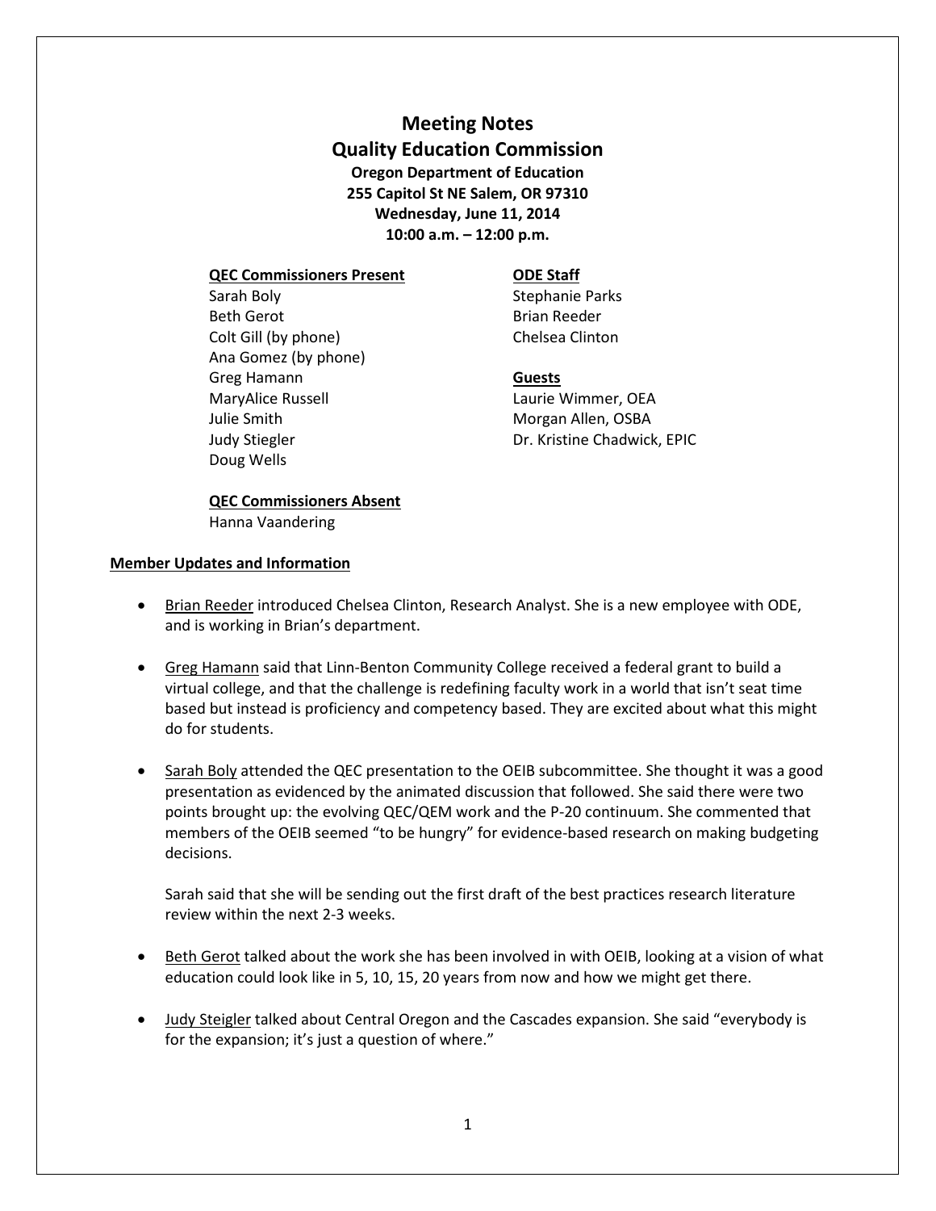# Meeting Notes
# Quality Education Commission

**Oregon Department of Education**
**255 Capitol St NE Salem, OR 97310**
**Wednesday, June 11, 2014**
**10:00 a.m. – 12:00 p.m.**

**QEC Commissioners Present**
Sarah Boly
Beth Gerot
Colt Gill (by phone)
Ana Gomez (by phone)
Greg Hamann
MaryAlice Russell
Julie Smith
Judy Stiegler
Doug Wells

**QEC Commissioners Absent**
Hanna Vaandering

**ODE Staff**
Stephanie Parks
Brian Reeder
Chelsea Clinton

**Guests**
Laurie Wimmer, OEA
Morgan Allen, OSBA
Dr. Kristine Chadwick, EPIC

## Member Updates and Information

- Brian Reeder introduced Chelsea Clinton, Research Analyst. She is a new employee with ODE, and is working in Brian's department.

- Greg Hamann said that Linn-Benton Community College received a federal grant to build a virtual college, and that the challenge is redefining faculty work in a world that isn't seat time based but instead is proficiency and competency based. They are excited about what this might do for students.

- Sarah Boly attended the QEC presentation to the OEIB subcommittee. She thought it was a good presentation as evidenced by the animated discussion that followed. She said there were two points brought up: the evolving QEC/QEM work and the P-20 continuum. She commented that members of the OEIB seemed "to be hungry" for evidence-based research on making budgeting decisions.

  Sarah said that she will be sending out the first draft of the best practices research literature review within the next 2-3 weeks.

- Beth Gerot talked about the work she has been involved in with OEIB, looking at a vision of what education could look like in 5, 10, 15, 20 years from now and how we might get there.

- Judy Steigler talked about Central Oregon and the Cascades expansion. She said "everybody is for the expansion; it's just a question of where."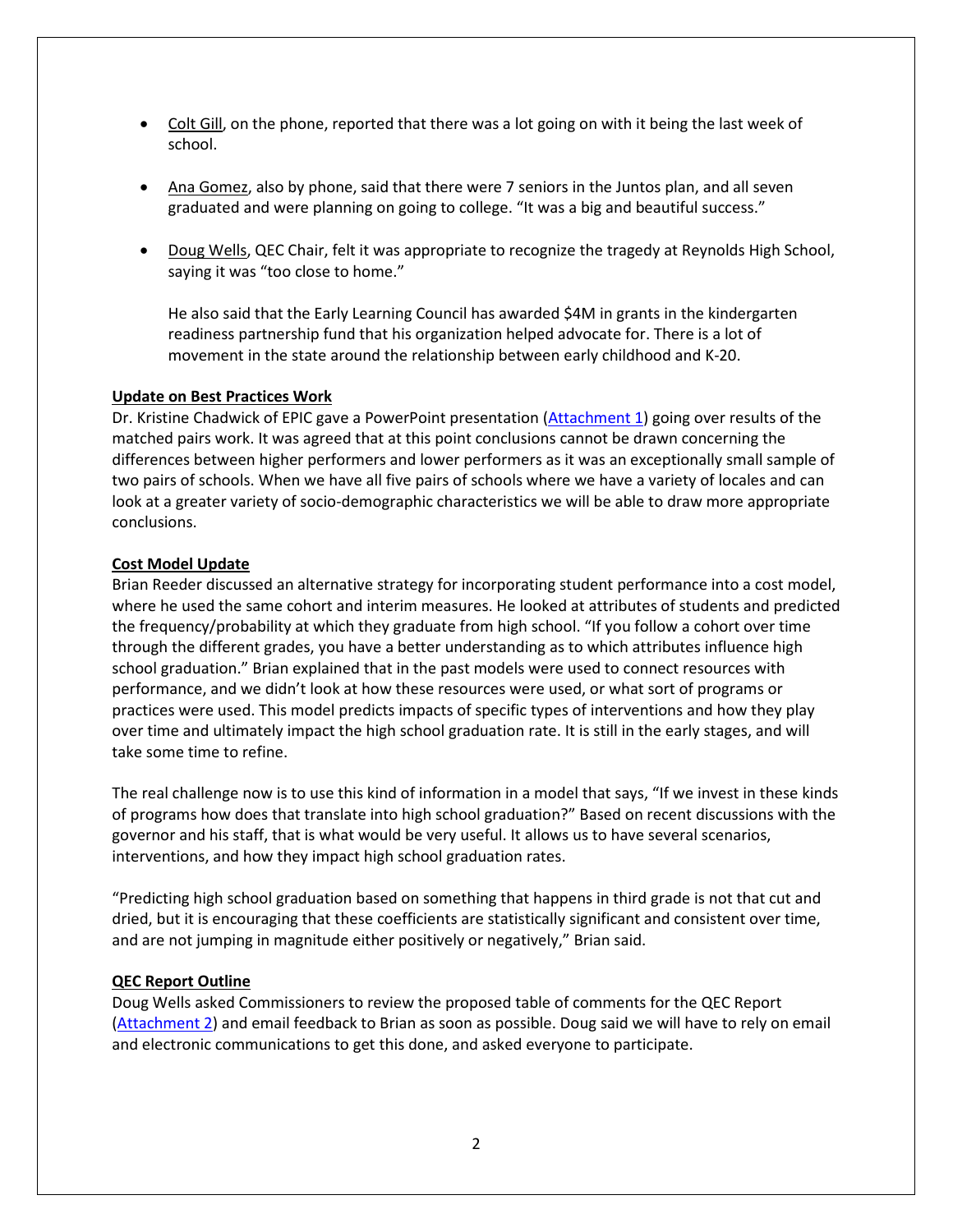- Colt Gill, on the phone, reported that there was a lot going on with it being the last week of school.

- Ana Gomez, also by phone, said that there were 7 seniors in the Juntos plan, and all seven graduated and were planning on going to college. "It was a big and beautiful success."

- Doug Wells, QEC Chair, felt it was appropriate to recognize the tragedy at Reynolds High School, saying it was "too close to home."

  He also said that the Early Learning Council has awarded $4M in grants in the kindergarten readiness partnership fund that his organization helped advocate for. There is a lot of movement in the state around the relationship between early childhood and K-20.

**Update on Best Practices Work**

Dr. Kristine Chadwick of EPIC gave a PowerPoint presentation (Attachment 1) going over results of the matched pairs work. It was agreed that at this point conclusions cannot be drawn concerning the differences between higher performers and lower performers as it was an exceptionally small sample of two pairs of schools. When we have all five pairs of schools where we have a variety of locales and can look at a greater variety of socio-demographic characteristics we will be able to draw more appropriate conclusions.

**Cost Model Update**

Brian Reeder discussed an alternative strategy for incorporating student performance into a cost model, where he used the same cohort and interim measures. He looked at attributes of students and predicted the frequency/probability at which they graduate from high school. "If you follow a cohort over time through the different grades, you have a better understanding as to which attributes influence high school graduation." Brian explained that in the past models were used to connect resources with performance, and we didn't look at how these resources were used, or what sort of programs or practices were used. This model predicts impacts of specific types of interventions and how they play over time and ultimately impact the high school graduation rate. It is still in the early stages, and will take some time to refine.

The real challenge now is to use this kind of information in a model that says, "If we invest in these kinds of programs how does that translate into high school graduation?" Based on recent discussions with the governor and his staff, that is what would be very useful. It allows us to have several scenarios, interventions, and how they impact high school graduation rates.

"Predicting high school graduation based on something that happens in third grade is not that cut and dried, but it is encouraging that these coefficients are statistically significant and consistent over time, and are not jumping in magnitude either positively or negatively," Brian said.

**QEC Report Outline**

Doug Wells asked Commissioners to review the proposed table of comments for the QEC Report (Attachment 2) and email feedback to Brian as soon as possible. Doug said we will have to rely on email and electronic communications to get this done, and asked everyone to participate.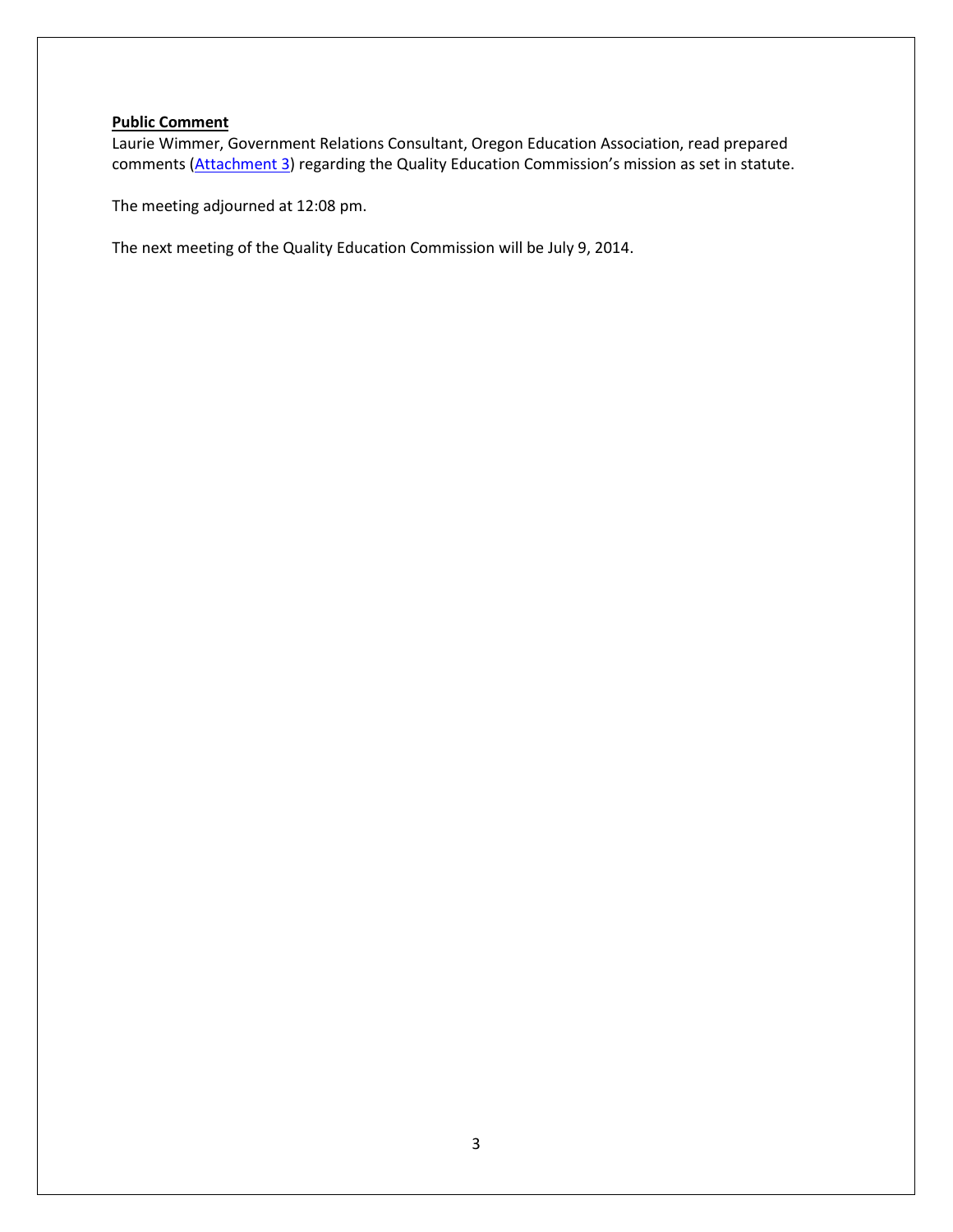**Public Comment**

Laurie Wimmer, Government Relations Consultant, Oregon Education Association, read prepared comments (Attachment 3) regarding the Quality Education Commission's mission as set in statute.

The meeting adjourned at 12:08 pm.

The next meeting of the Quality Education Commission will be July 9, 2014.